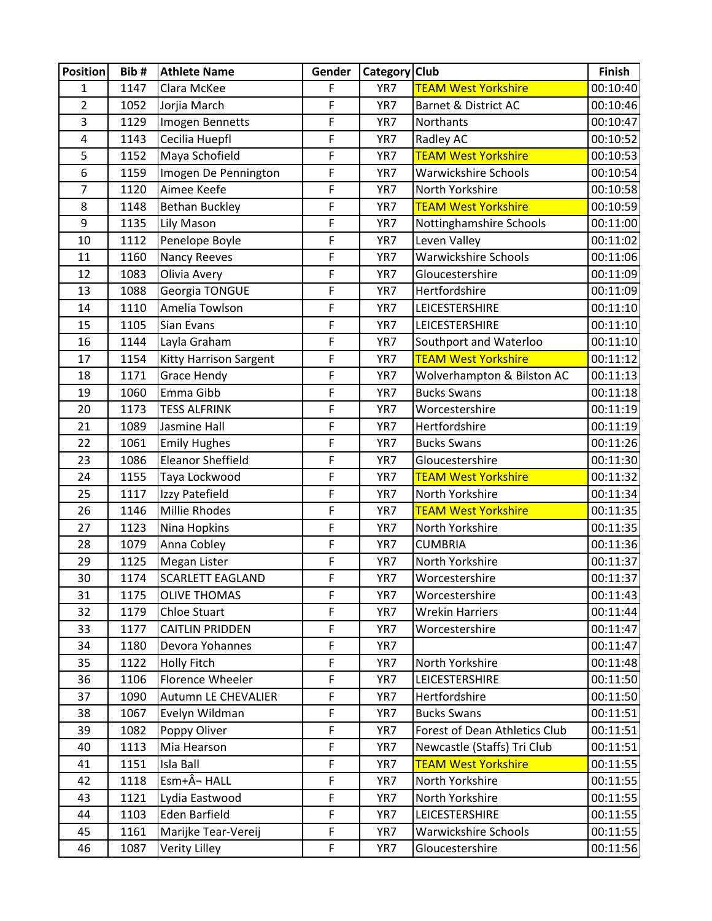| Position | Bib # | Athlete Name | Gender | Category | Club | Finish |
|---|---|---|---|---|---|---|
| 1 | 1147 | Clara McKee | F | YR7 | TEAM West Yorkshire | 00:10:40 |
| 2 | 1052 | Jorjia March | F | YR7 | Barnet & District AC | 00:10:46 |
| 3 | 1129 | Imogen Bennetts | F | YR7 | Northants | 00:10:47 |
| 4 | 1143 | Cecilia Huepfl | F | YR7 | Radley AC | 00:10:52 |
| 5 | 1152 | Maya Schofield | F | YR7 | TEAM West Yorkshire | 00:10:53 |
| 6 | 1159 | Imogen De Pennington | F | YR7 | Warwickshire Schools | 00:10:54 |
| 7 | 1120 | Aimee Keefe | F | YR7 | North Yorkshire | 00:10:58 |
| 8 | 1148 | Bethan Buckley | F | YR7 | TEAM West Yorkshire | 00:10:59 |
| 9 | 1135 | Lily Mason | F | YR7 | Nottinghamshire Schools | 00:11:00 |
| 10 | 1112 | Penelope Boyle | F | YR7 | Leven Valley | 00:11:02 |
| 11 | 1160 | Nancy Reeves | F | YR7 | Warwickshire Schools | 00:11:06 |
| 12 | 1083 | Olivia Avery | F | YR7 | Gloucestershire | 00:11:09 |
| 13 | 1088 | Georgia TONGUE | F | YR7 | Hertfordshire | 00:11:09 |
| 14 | 1110 | Amelia Towlson | F | YR7 | LEICESTERSHIRE | 00:11:10 |
| 15 | 1105 | Sian Evans | F | YR7 | LEICESTERSHIRE | 00:11:10 |
| 16 | 1144 | Layla Graham | F | YR7 | Southport and Waterloo | 00:11:10 |
| 17 | 1154 | Kitty Harrison Sargent | F | YR7 | TEAM West Yorkshire | 00:11:12 |
| 18 | 1171 | Grace Hendy | F | YR7 | Wolverhampton & Bilston AC | 00:11:13 |
| 19 | 1060 | Emma Gibb | F | YR7 | Bucks Swans | 00:11:18 |
| 20 | 1173 | TESS ALFRINK | F | YR7 | Worcestershire | 00:11:19 |
| 21 | 1089 | Jasmine Hall | F | YR7 | Hertfordshire | 00:11:19 |
| 22 | 1061 | Emily Hughes | F | YR7 | Bucks Swans | 00:11:26 |
| 23 | 1086 | Eleanor Sheffield | F | YR7 | Gloucestershire | 00:11:30 |
| 24 | 1155 | Taya Lockwood | F | YR7 | TEAM West Yorkshire | 00:11:32 |
| 25 | 1117 | Izzy Patefield | F | YR7 | North Yorkshire | 00:11:34 |
| 26 | 1146 | Millie Rhodes | F | YR7 | TEAM West Yorkshire | 00:11:35 |
| 27 | 1123 | Nina Hopkins | F | YR7 | North Yorkshire | 00:11:35 |
| 28 | 1079 | Anna Cobley | F | YR7 | CUMBRIA | 00:11:36 |
| 29 | 1125 | Megan Lister | F | YR7 | North Yorkshire | 00:11:37 |
| 30 | 1174 | SCARLETT EAGLAND | F | YR7 | Worcestershire | 00:11:37 |
| 31 | 1175 | OLIVE THOMAS | F | YR7 | Worcestershire | 00:11:43 |
| 32 | 1179 | Chloe Stuart | F | YR7 | Wrekin Harriers | 00:11:44 |
| 33 | 1177 | CAITLIN PRIDDEN | F | YR7 | Worcestershire | 00:11:47 |
| 34 | 1180 | Devora Yohannes | F | YR7 | | 00:11:47 |
| 35 | 1122 | Holly Fitch | F | YR7 | North Yorkshire | 00:11:48 |
| 36 | 1106 | Florence Wheeler | F | YR7 | LEICESTERSHIRE | 00:11:50 |
| 37 | 1090 | Autumn LE CHEVALIER | F | YR7 | Hertfordshire | 00:11:50 |
| 38 | 1067 | Evelyn Wildman | F | YR7 | Bucks Swans | 00:11:51 |
| 39 | 1082 | Poppy Oliver | F | YR7 | Forest of Dean Athletics Club | 00:11:51 |
| 40 | 1113 | Mia Hearson | F | YR7 | Newcastle (Staffs) Tri Club | 00:11:51 |
| 41 | 1151 | Isla Ball | F | YR7 | TEAM West Yorkshire | 00:11:55 |
| 42 | 1118 | Esm+Â¬ HALL | F | YR7 | North Yorkshire | 00:11:55 |
| 43 | 1121 | Lydia Eastwood | F | YR7 | North Yorkshire | 00:11:55 |
| 44 | 1103 | Eden Barfield | F | YR7 | LEICESTERSHIRE | 00:11:55 |
| 45 | 1161 | Marijke Tear-Vereij | F | YR7 | Warwickshire Schools | 00:11:55 |
| 46 | 1087 | Verity Lilley | F | YR7 | Gloucestershire | 00:11:56 |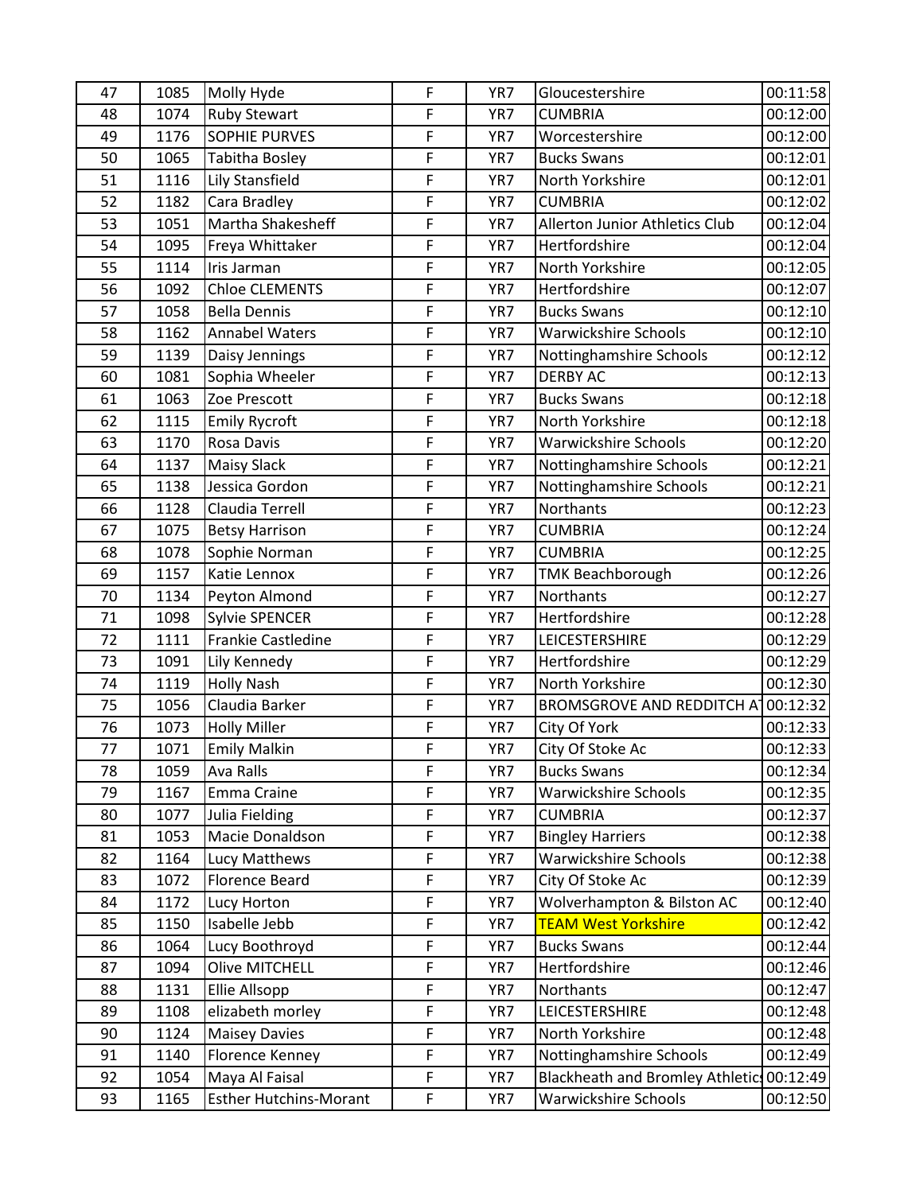| 47 | 1085 | Molly Hyde | F | YR7 | Gloucestershire | 00:11:58 |
|---|---|---|---|---|---|---|
| 48 | 1074 | Ruby Stewart | F | YR7 | CUMBRIA | 00:12:00 |
| 49 | 1176 | SOPHIE PURVES | F | YR7 | Worcestershire | 00:12:00 |
| 50 | 1065 | Tabitha Bosley | F | YR7 | Bucks Swans | 00:12:01 |
| 51 | 1116 | Lily Stansfield | F | YR7 | North Yorkshire | 00:12:01 |
| 52 | 1182 | Cara Bradley | F | YR7 | CUMBRIA | 00:12:02 |
| 53 | 1051 | Martha Shakesheff | F | YR7 | Allerton Junior Athletics Club | 00:12:04 |
| 54 | 1095 | Freya Whittaker | F | YR7 | Hertfordshire | 00:12:04 |
| 55 | 1114 | Iris Jarman | F | YR7 | North Yorkshire | 00:12:05 |
| 56 | 1092 | Chloe CLEMENTS | F | YR7 | Hertfordshire | 00:12:07 |
| 57 | 1058 | Bella Dennis | F | YR7 | Bucks Swans | 00:12:10 |
| 58 | 1162 | Annabel Waters | F | YR7 | Warwickshire Schools | 00:12:10 |
| 59 | 1139 | Daisy Jennings | F | YR7 | Nottinghamshire Schools | 00:12:12 |
| 60 | 1081 | Sophia Wheeler | F | YR7 | DERBY AC | 00:12:13 |
| 61 | 1063 | Zoe Prescott | F | YR7 | Bucks Swans | 00:12:18 |
| 62 | 1115 | Emily Rycroft | F | YR7 | North Yorkshire | 00:12:18 |
| 63 | 1170 | Rosa Davis | F | YR7 | Warwickshire Schools | 00:12:20 |
| 64 | 1137 | Maisy Slack | F | YR7 | Nottinghamshire Schools | 00:12:21 |
| 65 | 1138 | Jessica Gordon | F | YR7 | Nottinghamshire Schools | 00:12:21 |
| 66 | 1128 | Claudia Terrell | F | YR7 | Northants | 00:12:23 |
| 67 | 1075 | Betsy Harrison | F | YR7 | CUMBRIA | 00:12:24 |
| 68 | 1078 | Sophie Norman | F | YR7 | CUMBRIA | 00:12:25 |
| 69 | 1157 | Katie Lennox | F | YR7 | TMK Beachborough | 00:12:26 |
| 70 | 1134 | Peyton Almond | F | YR7 | Northants | 00:12:27 |
| 71 | 1098 | Sylvie SPENCER | F | YR7 | Hertfordshire | 00:12:28 |
| 72 | 1111 | Frankie Castledine | F | YR7 | LEICESTERSHIRE | 00:12:29 |
| 73 | 1091 | Lily Kennedy | F | YR7 | Hertfordshire | 00:12:29 |
| 74 | 1119 | Holly Nash | F | YR7 | North Yorkshire | 00:12:30 |
| 75 | 1056 | Claudia Barker | F | YR7 | BROMSGROVE AND REDDITCH AT | 00:12:32 |
| 76 | 1073 | Holly Miller | F | YR7 | City Of York | 00:12:33 |
| 77 | 1071 | Emily Malkin | F | YR7 | City Of Stoke Ac | 00:12:33 |
| 78 | 1059 | Ava Ralls | F | YR7 | Bucks Swans | 00:12:34 |
| 79 | 1167 | Emma Craine | F | YR7 | Warwickshire Schools | 00:12:35 |
| 80 | 1077 | Julia Fielding | F | YR7 | CUMBRIA | 00:12:37 |
| 81 | 1053 | Macie Donaldson | F | YR7 | Bingley Harriers | 00:12:38 |
| 82 | 1164 | Lucy Matthews | F | YR7 | Warwickshire Schools | 00:12:38 |
| 83 | 1072 | Florence Beard | F | YR7 | City Of Stoke Ac | 00:12:39 |
| 84 | 1172 | Lucy Horton | F | YR7 | Wolverhampton & Bilston AC | 00:12:40 |
| 85 | 1150 | Isabelle Jebb | F | YR7 | TEAM West Yorkshire | 00:12:42 |
| 86 | 1064 | Lucy Boothroyd | F | YR7 | Bucks Swans | 00:12:44 |
| 87 | 1094 | Olive MITCHELL | F | YR7 | Hertfordshire | 00:12:46 |
| 88 | 1131 | Ellie Allsopp | F | YR7 | Northants | 00:12:47 |
| 89 | 1108 | elizabeth morley | F | YR7 | LEICESTERSHIRE | 00:12:48 |
| 90 | 1124 | Maisey Davies | F | YR7 | North Yorkshire | 00:12:48 |
| 91 | 1140 | Florence Kenney | F | YR7 | Nottinghamshire Schools | 00:12:49 |
| 92 | 1054 | Maya Al Faisal | F | YR7 | Blackheath and Bromley Athletics | 00:12:49 |
| 93 | 1165 | Esther Hutchins-Morant | F | YR7 | Warwickshire Schools | 00:12:50 |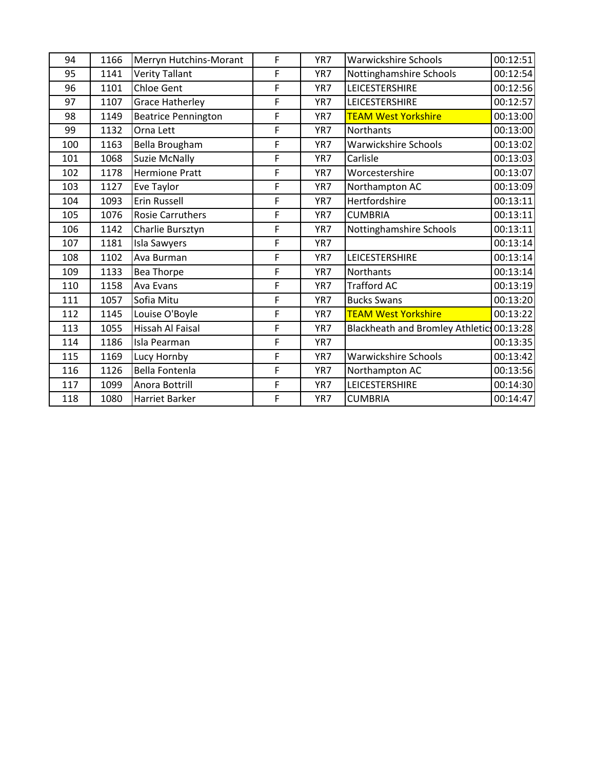| | | | | | | |
|---|---|---|---|---|---|---|
| 94 | 1166 | Merryn Hutchins-Morant | F | YR7 | Warwickshire Schools | 00:12:51 |
| 95 | 1141 | Verity Tallant | F | YR7 | Nottinghamshire Schools | 00:12:54 |
| 96 | 1101 | Chloe Gent | F | YR7 | LEICESTERSHIRE | 00:12:56 |
| 97 | 1107 | Grace Hatherley | F | YR7 | LEICESTERSHIRE | 00:12:57 |
| 98 | 1149 | Beatrice Pennington | F | YR7 | TEAM West Yorkshire | 00:13:00 |
| 99 | 1132 | Orna Lett | F | YR7 | Northants | 00:13:00 |
| 100 | 1163 | Bella Brougham | F | YR7 | Warwickshire Schools | 00:13:02 |
| 101 | 1068 | Suzie McNally | F | YR7 | Carlisle | 00:13:03 |
| 102 | 1178 | Hermione Pratt | F | YR7 | Worcestershire | 00:13:07 |
| 103 | 1127 | Eve Taylor | F | YR7 | Northampton AC | 00:13:09 |
| 104 | 1093 | Erin Russell | F | YR7 | Hertfordshire | 00:13:11 |
| 105 | 1076 | Rosie Carruthers | F | YR7 | CUMBRIA | 00:13:11 |
| 106 | 1142 | Charlie Bursztyn | F | YR7 | Nottinghamshire Schools | 00:13:11 |
| 107 | 1181 | Isla Sawyers | F | YR7 | | 00:13:14 |
| 108 | 1102 | Ava Burman | F | YR7 | LEICESTERSHIRE | 00:13:14 |
| 109 | 1133 | Bea Thorpe | F | YR7 | Northants | 00:13:14 |
| 110 | 1158 | Ava Evans | F | YR7 | Trafford AC | 00:13:19 |
| 111 | 1057 | Sofia Mitu | F | YR7 | Bucks Swans | 00:13:20 |
| 112 | 1145 | Louise O'Boyle | F | YR7 | TEAM West Yorkshire | 00:13:22 |
| 113 | 1055 | Hissah Al Faisal | F | YR7 | Blackheath and Bromley Athletics | 00:13:28 |
| 114 | 1186 | Isla Pearman | F | YR7 | | 00:13:35 |
| 115 | 1169 | Lucy Hornby | F | YR7 | Warwickshire Schools | 00:13:42 |
| 116 | 1126 | Bella Fontenla | F | YR7 | Northampton AC | 00:13:56 |
| 117 | 1099 | Anora Bottrill | F | YR7 | LEICESTERSHIRE | 00:14:30 |
| 118 | 1080 | Harriet Barker | F | YR7 | CUMBRIA | 00:14:47 |